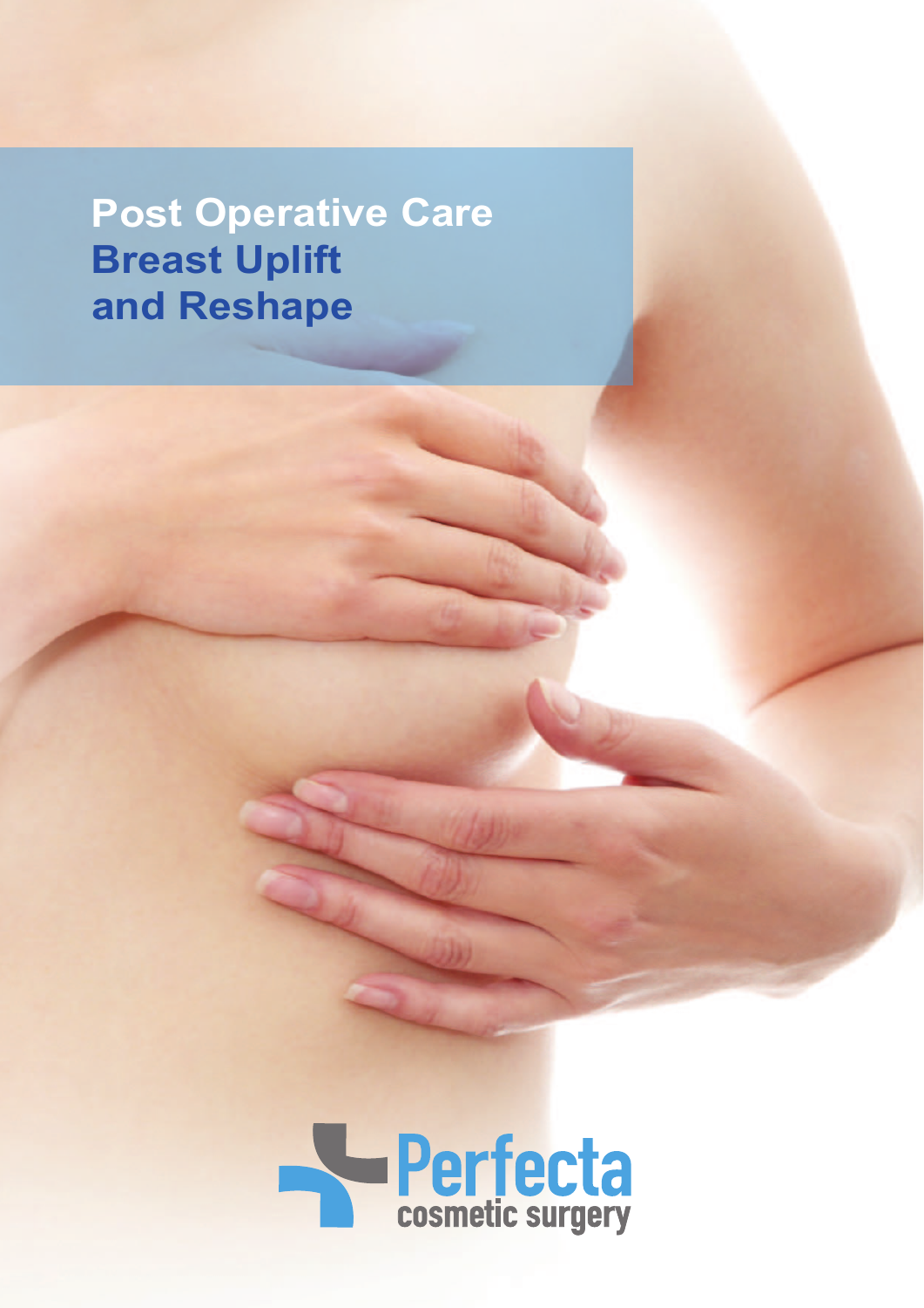# Post Operative Care

## Breast Uplift and Reshape

Perfecta cosmetic surgery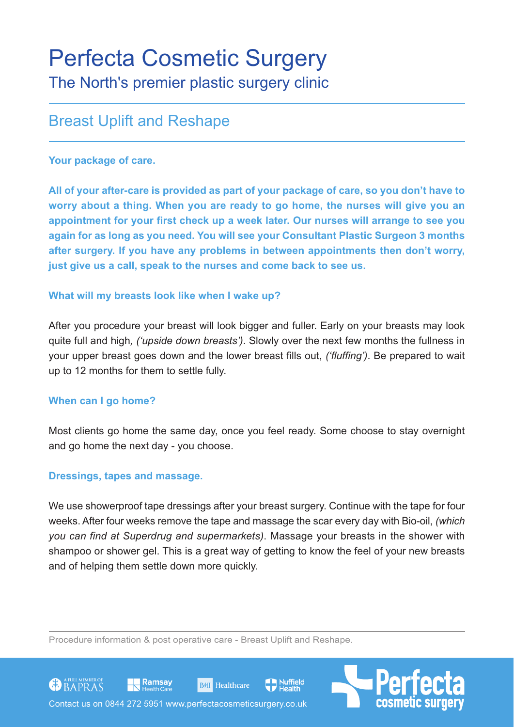# Perfecta Cosmetic Surgery

## The North's premier plastic surgery clinic

## Breast Uplift and Reshape

**Your package of care.**

**All of your after-care is provided as part of your package of care, so you don't have to worry about a thing. When you are ready to go home, the nurses will give you an appointment for your first check up a week later. Our nurses will arrange to see you again for as long as you need. You will see your Consultant Plastic Surgeon 3 months after surgery. If you have any problems in between appointments then don't worry, just give us a call, speak to the nurses and come back to see us.**

**What will my breasts look like when I wake up?**

After you procedure your breast will look bigger and fuller. Early on your breasts may look quite full and high*, ('upside down breasts')*. Slowly over the next few months the fullness in your upper breast goes down and the lower breast fills out, *('fluffing')*. Be prepared to wait up to 12 months for them to settle fully.

**When can I go home?**

Most clients go home the same day, once you feel ready. Some choose to stay overnight and go home the next day - you choose.

**Dressings, tapes and massage.**

We use showerproof tape dressings after your breast surgery. Continue with the tape for four weeks. After four weeks remove the tape and massage the scar every day with Bio-oil, *(which you can find at Superdrug and supermarkets)*. Massage your breasts in the shower with shampoo or shower gel. This is a great way of getting to know the feel of your new breasts and of helping them settle down more quickly.

Procedure information & post operative care - Breast Uplift and Reshape.

Contact us on 0844 272 5951 www.perfectacosmeticsurgery.co.uk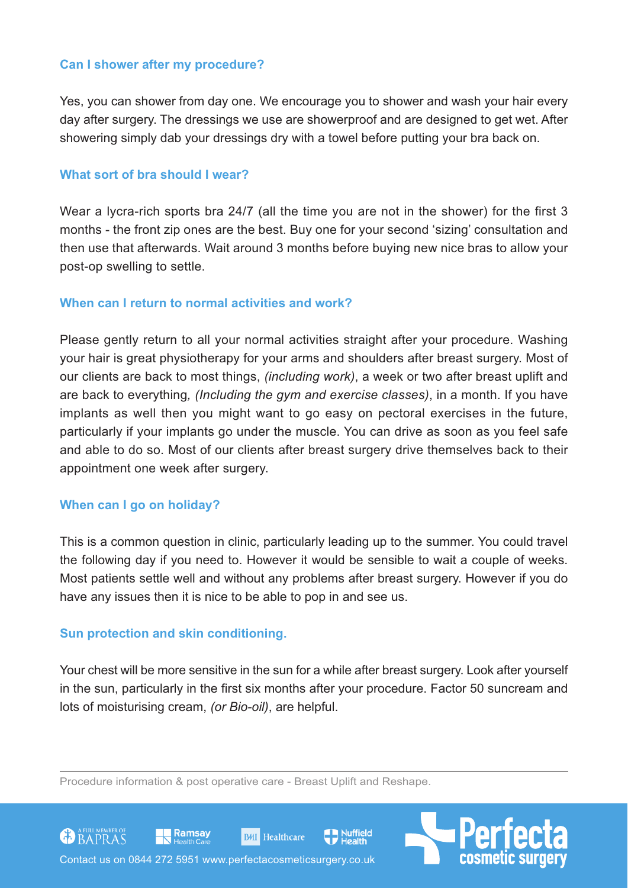### Can I shower after my procedure?

Yes, you can shower from day one. We encourage you to shower and wash your hair every day after surgery. The dressings we use are showerproof and are designed to get wet. After showering simply dab your dressings dry with a towel before putting your bra back on.

### What sort of bra should I wear?

Wear a lycra-rich sports bra 24/7 (all the time you are not in the shower) for the first 3 months - the front zip ones are the best. Buy one for your second 'sizing' consultation and then use that afterwards. Wait around 3 months before buying new nice bras to allow your post-op swelling to settle.

### When can I return to normal activities and work?

Please gently return to all your normal activities straight after your procedure. Washing your hair is great physiotherapy for your arms and shoulders after breast surgery. Most of our clients are back to most things, *(including work)*, a week or two after breast uplift and are back to everything*, (Including the gym and exercise classes)*, in a month. If you have implants as well then you might want to go easy on pectoral exercises in the future, particularly if your implants go under the muscle. You can drive as soon as you feel safe and able to do so. Most of our clients after breast surgery drive themselves back to their appointment one week after surgery.

### When can I go on holiday?

This is a common question in clinic, particularly leading up to the summer. You could travel the following day if you need to. However it would be sensible to wait a couple of weeks. Most patients settle well and without any problems after breast surgery. However if you do have any issues then it is nice to be able to pop in and see us.

### Sun protection and skin conditioning.

Your chest will be more sensitive in the sun for a while after breast surgery. Look after yourself in the sun, particularly in the first six months after your procedure. Factor 50 suncream and lots of moisturising cream, *(or Bio-oil)*, are helpful.

Procedure information & post operative care - Breast Uplift and Reshape.

A FULL MEMBER OF BAPRAS · Ramsay Health Care · BMI Healthcare · Nuffield Health

Contact us on 0844 272 5951 www.perfectacosmeticsurgery.co.uk

Perfecta cosmetic surgery